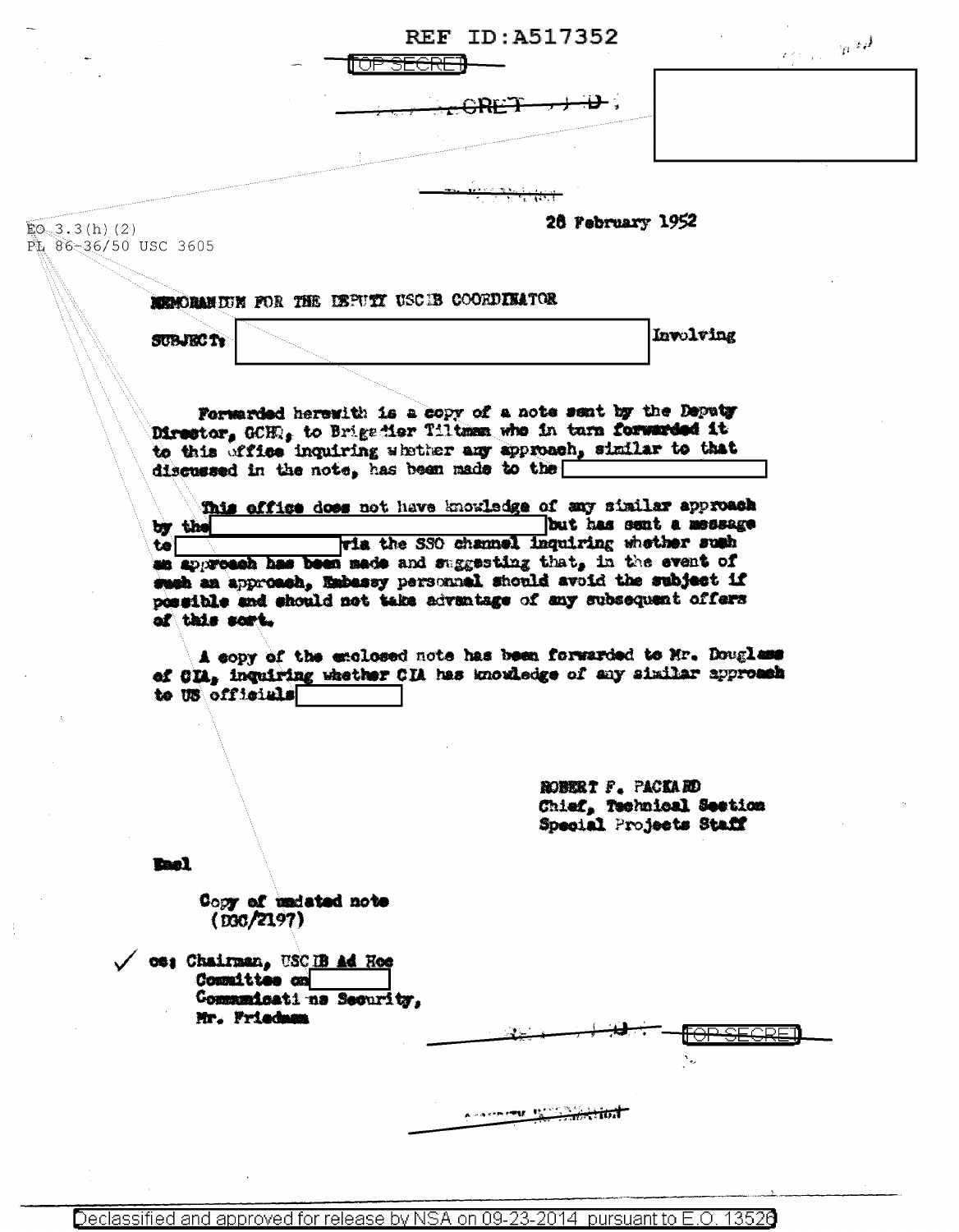REF ID:A517352

TOP SECRET

EO 3.3(h)(2)
PL 86-36/50 USC 3605

28 February 1952

MEMORANDUM FOR THE DEPUTY USCIB COORDINATOR

SUBJECT: [redacted] Involving

Forwarded herewith is a copy of a note sent by the Deputy Director, GCHQ, to Brigadier Tiltman who in turn forwarded it to this office inquiring whether any approach, similar to that discussed in the note, has been made to the [redacted]

This office does not have knowledge of any similar approach by the [redacted] but has sent a message to [redacted] via the SSO channel inquiring whether such an approach has been made and suggesting that, in the event of such an approach, Embassy personnel should avoid the subject if possible and should not take advantage of any subsequent offers of this sort.

A copy of the enclosed note has been forwarded to Mr. Douglass of CIA, inquiring whether CIA has knowledge of any similar approach to US officials [redacted]

ROBERT F. PACKARD
Chief, Technical Section
Special Projects Staff

Encl

Copy of undated note
(DDC/2197)

✓ cc: Chairman, USCIB Ad Hoc
Committee on [redacted]
Communications Security,
Mr. Friedman

TOP SECRET

Declassified and approved for release by NSA on 09-23-2014 pursuant to E.O. 13526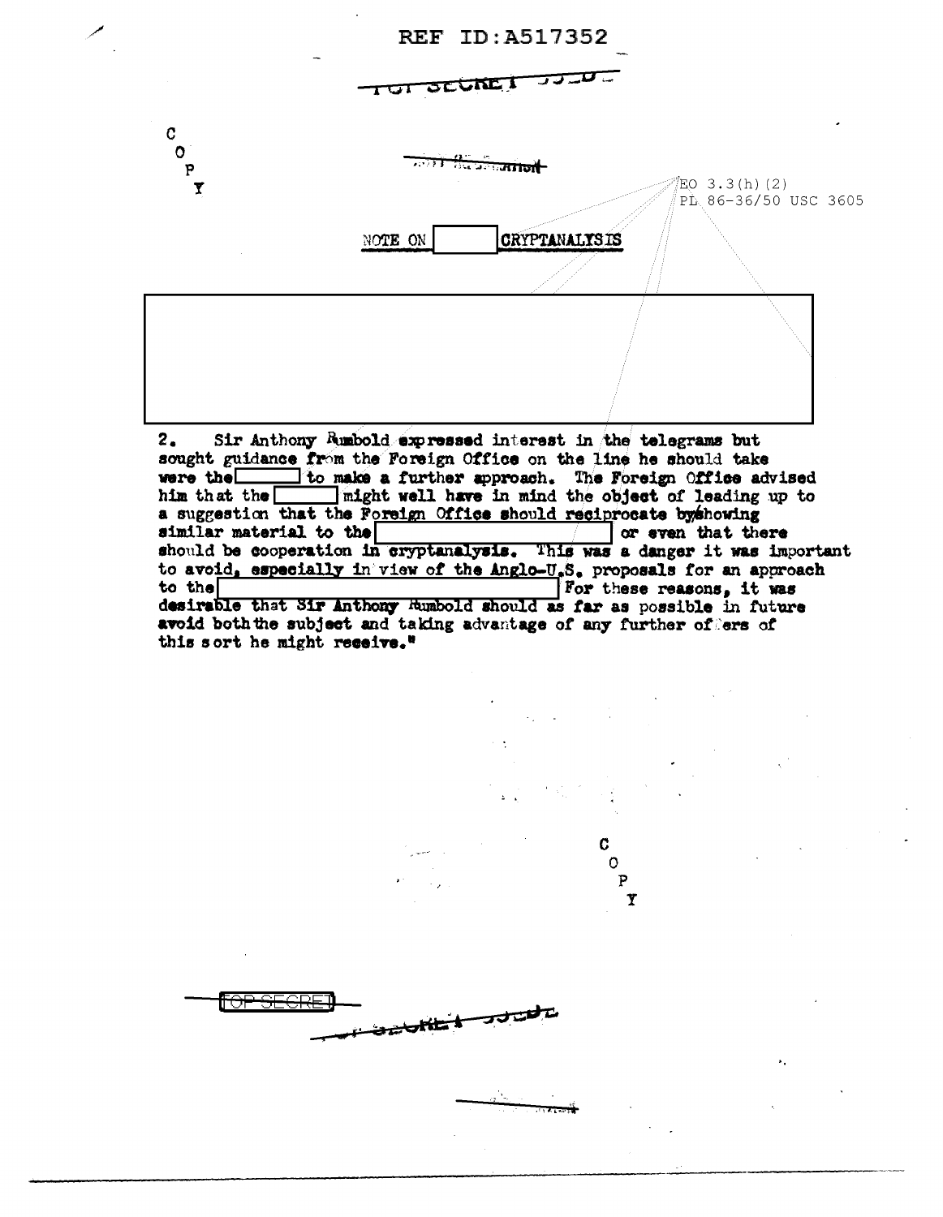REF ID:A517352

TOP SECRET

C
O
P
Y

EO 3.3(h)(2)
PL 86-36/50 USC 3605

NOTE ON [ ] CRYPTANALYSIS

[ ]

2. Sir Anthony Rumbold expressed interest in the telegrams but sought guidance from the Foreign Office on the line he should take were the [ ] to make a further approach. The Foreign Office advised him that the [ ] might well have in mind the object of leading up to a suggestion that the Foreign Office should reciprocate by showing similar material to the [ ] or even that there should be cooperation in cryptanalysis. This was a danger it was important to avoid, especially in view of the Anglo-U.S. proposals for an approach to the [ ] For these reasons, it was desirable that Sir Anthony Rumbold should as far as possible in future avoid both the subject and taking advantage of any further offers of this sort he might receive."

C
O
P
Y

TOP SECRET